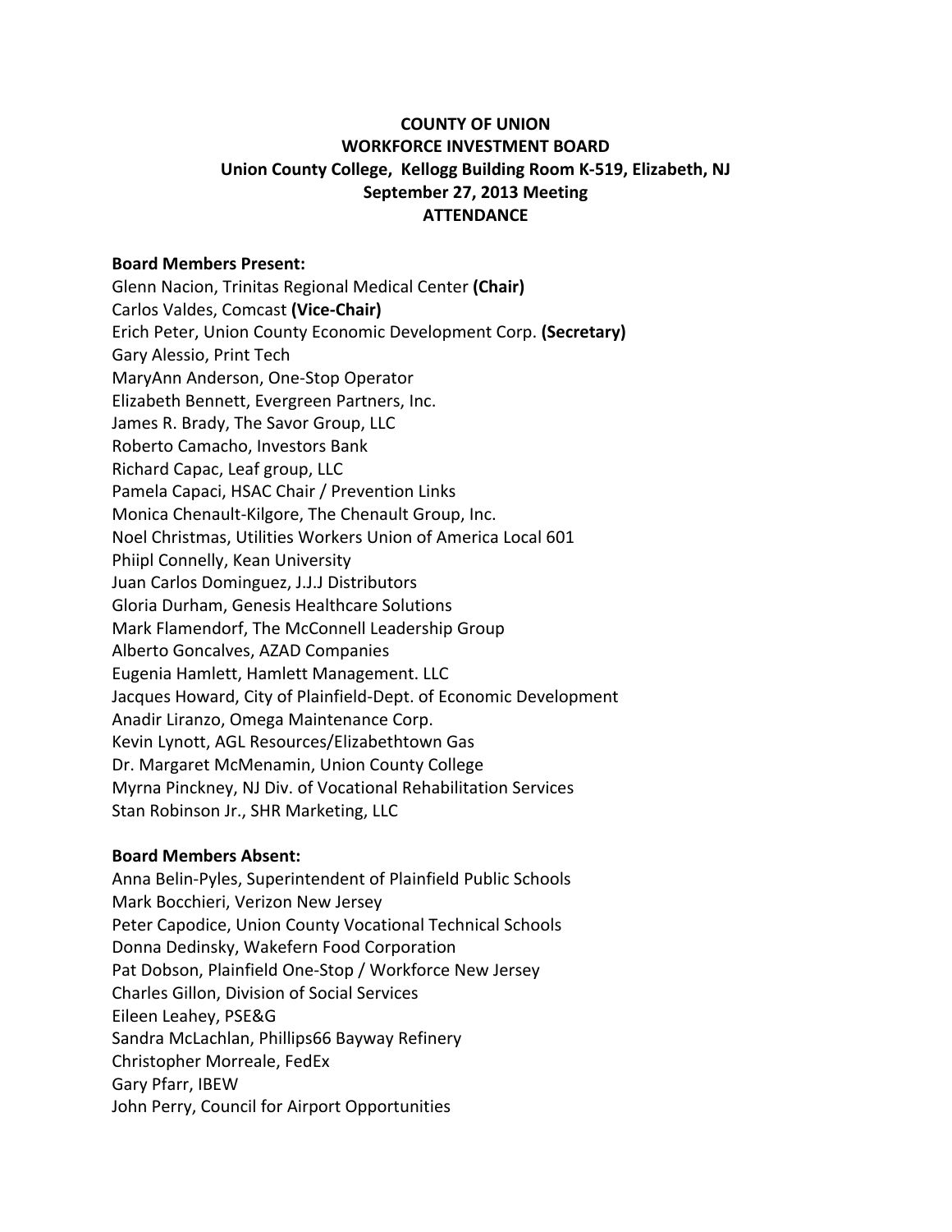# COUNTY OF UNION
## WORKFORCE INVESTMENT BOARD
### Union County College, Kellogg Building Room K-519, Elizabeth, NJ
### September 27, 2013 Meeting
### ATTENDANCE

**Board Members Present:**

Glenn Nacion, Trinitas Regional Medical Center **(Chair)**
Carlos Valdes, Comcast **(Vice-Chair)**
Erich Peter, Union County Economic Development Corp. **(Secretary)**
Gary Alessio, Print Tech
MaryAnn Anderson, One-Stop Operator
Elizabeth Bennett, Evergreen Partners, Inc.
James R. Brady, The Savor Group, LLC
Roberto Camacho, Investors Bank
Richard Capac, Leaf group, LLC
Pamela Capaci, HSAC Chair / Prevention Links
Monica Chenault-Kilgore, The Chenault Group, Inc.
Noel Christmas, Utilities Workers Union of America Local 601
Phiipl Connelly, Kean University
Juan Carlos Dominguez, J.J.J Distributors
Gloria Durham, Genesis Healthcare Solutions
Mark Flamendorf, The McConnell Leadership Group
Alberto Goncalves, AZAD Companies
Eugenia Hamlett, Hamlett Management. LLC
Jacques Howard, City of Plainfield-Dept. of Economic Development
Anadir Liranzo, Omega Maintenance Corp.
Kevin Lynott, AGL Resources/Elizabethtown Gas
Dr. Margaret McMenamin, Union County College
Myrna Pinckney, NJ Div. of Vocational Rehabilitation Services
Stan Robinson Jr., SHR Marketing, LLC

**Board Members Absent:**

Anna Belin-Pyles, Superintendent of Plainfield Public Schools
Mark Bocchieri, Verizon New Jersey
Peter Capodice, Union County Vocational Technical Schools
Donna Dedinsky, Wakefern Food Corporation
Pat Dobson, Plainfield One-Stop / Workforce New Jersey
Charles Gillon, Division of Social Services
Eileen Leahey, PSE&G
Sandra McLachlan, Phillips66 Bayway Refinery
Christopher Morreale, FedEx
Gary Pfarr, IBEW
John Perry, Council for Airport Opportunities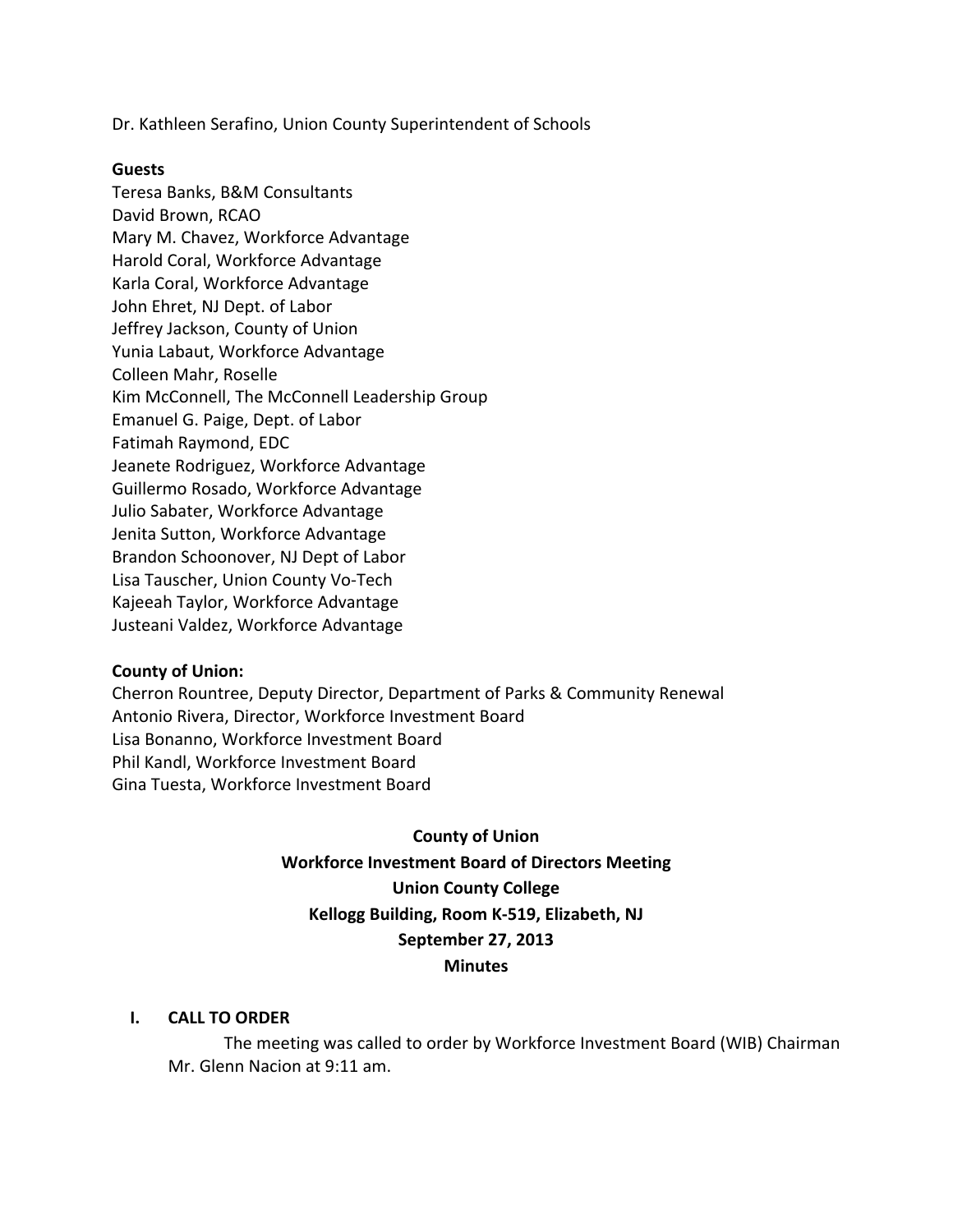Dr. Kathleen Serafino, Union County Superintendent of Schools

**Guests**

Teresa Banks, B&M Consultants
David Brown, RCAO
Mary M. Chavez, Workforce Advantage
Harold Coral, Workforce Advantage
Karla Coral, Workforce Advantage
John Ehret, NJ Dept. of Labor
Jeffrey Jackson, County of Union
Yunia Labaut, Workforce Advantage
Colleen Mahr, Roselle
Kim McConnell, The McConnell Leadership Group
Emanuel G. Paige, Dept. of Labor
Fatimah Raymond, EDC
Jeanete Rodriguez, Workforce Advantage
Guillermo Rosado, Workforce Advantage
Julio Sabater, Workforce Advantage
Jenita Sutton, Workforce Advantage
Brandon Schoonover, NJ Dept of Labor
Lisa Tauscher, Union County Vo-Tech
Kajeeah Taylor, Workforce Advantage
Justeani Valdez, Workforce Advantage

**County of Union:**

Cherron Rountree, Deputy Director, Department of Parks & Community Renewal
Antonio Rivera, Director, Workforce Investment Board
Lisa Bonanno, Workforce Investment Board
Phil Kandl, Workforce Investment Board
Gina Tuesta, Workforce Investment Board

**County of Union**
**Workforce Investment Board of Directors Meeting**
**Union County College**
**Kellogg Building, Room K-519, Elizabeth, NJ**
**September 27, 2013**
**Minutes**

## I. CALL TO ORDER

The meeting was called to order by Workforce Investment Board (WIB) Chairman Mr. Glenn Nacion at 9:11 am.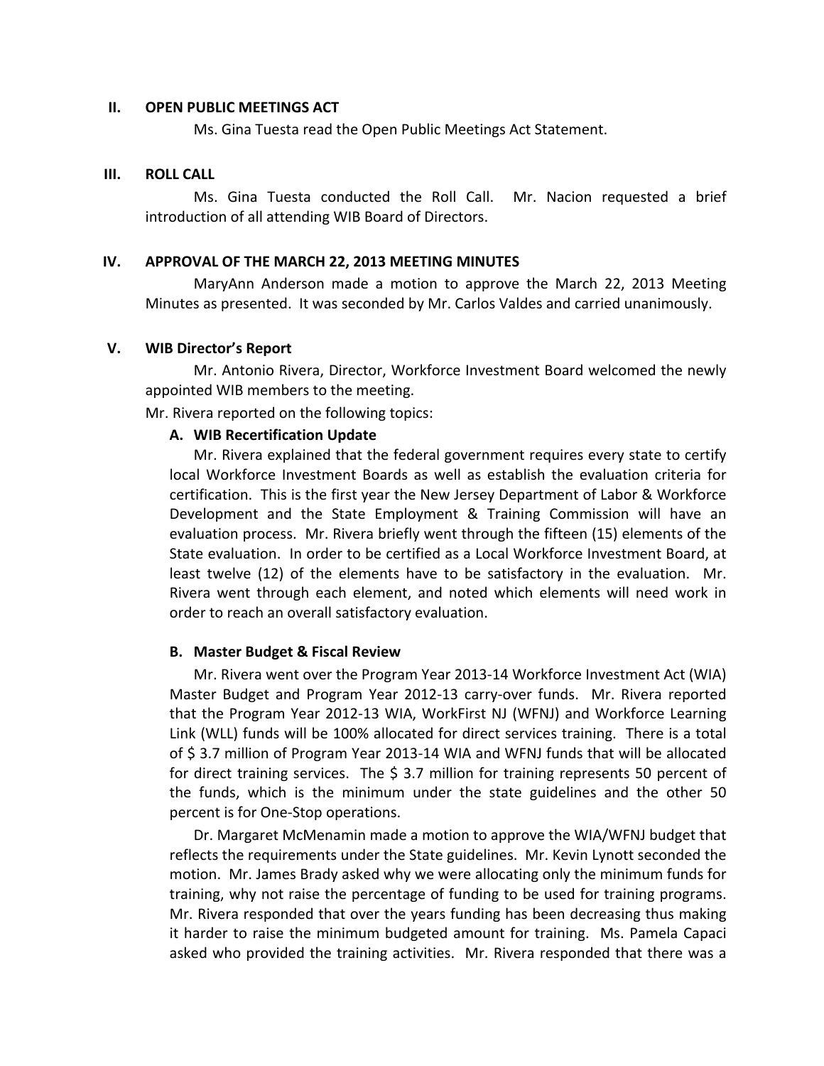## II. OPEN PUBLIC MEETINGS ACT

Ms. Gina Tuesta read the Open Public Meetings Act Statement.

## III. ROLL CALL

Ms. Gina Tuesta conducted the Roll Call. Mr. Nacion requested a brief introduction of all attending WIB Board of Directors.

## IV. APPROVAL OF THE MARCH 22, 2013 MEETING MINUTES

MaryAnn Anderson made a motion to approve the March 22, 2013 Meeting Minutes as presented. It was seconded by Mr. Carlos Valdes and carried unanimously.

## V. WIB Director's Report

Mr. Antonio Rivera, Director, Workforce Investment Board welcomed the newly appointed WIB members to the meeting.

Mr. Rivera reported on the following topics:

### A. WIB Recertification Update

Mr. Rivera explained that the federal government requires every state to certify local Workforce Investment Boards as well as establish the evaluation criteria for certification. This is the first year the New Jersey Department of Labor & Workforce Development and the State Employment & Training Commission will have an evaluation process. Mr. Rivera briefly went through the fifteen (15) elements of the State evaluation. In order to be certified as a Local Workforce Investment Board, at least twelve (12) of the elements have to be satisfactory in the evaluation. Mr. Rivera went through each element, and noted which elements will need work in order to reach an overall satisfactory evaluation.

### B. Master Budget & Fiscal Review

Mr. Rivera went over the Program Year 2013-14 Workforce Investment Act (WIA) Master Budget and Program Year 2012-13 carry-over funds. Mr. Rivera reported that the Program Year 2012-13 WIA, WorkFirst NJ (WFNJ) and Workforce Learning Link (WLL) funds will be 100% allocated for direct services training. There is a total of $ 3.7 million of Program Year 2013-14 WIA and WFNJ funds that will be allocated for direct training services. The $ 3.7 million for training represents 50 percent of the funds, which is the minimum under the state guidelines and the other 50 percent is for One-Stop operations.

Dr. Margaret McMenamin made a motion to approve the WIA/WFNJ budget that reflects the requirements under the State guidelines. Mr. Kevin Lynott seconded the motion. Mr. James Brady asked why we were allocating only the minimum funds for training, why not raise the percentage of funding to be used for training programs. Mr. Rivera responded that over the years funding has been decreasing thus making it harder to raise the minimum budgeted amount for training. Ms. Pamela Capaci asked who provided the training activities. Mr. Rivera responded that there was a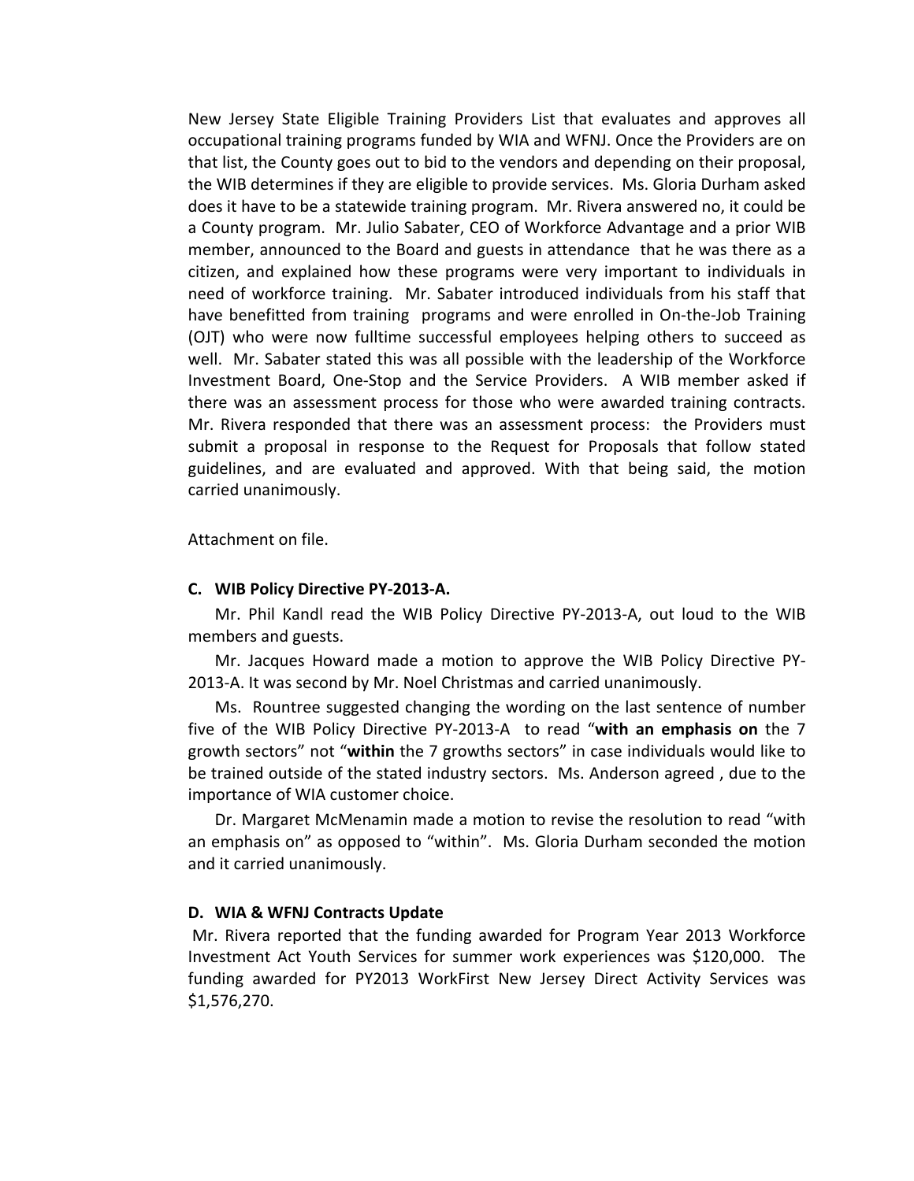New Jersey State Eligible Training Providers List that evaluates and approves all occupational training programs funded by WIA and WFNJ. Once the Providers are on that list, the County goes out to bid to the vendors and depending on their proposal, the WIB determines if they are eligible to provide services. Ms. Gloria Durham asked does it have to be a statewide training program. Mr. Rivera answered no, it could be a County program. Mr. Julio Sabater, CEO of Workforce Advantage and a prior WIB member, announced to the Board and guests in attendance that he was there as a citizen, and explained how these programs were very important to individuals in need of workforce training. Mr. Sabater introduced individuals from his staff that have benefitted from training programs and were enrolled in On-the-Job Training (OJT) who were now fulltime successful employees helping others to succeed as well. Mr. Sabater stated this was all possible with the leadership of the Workforce Investment Board, One-Stop and the Service Providers. A WIB member asked if there was an assessment process for those who were awarded training contracts. Mr. Rivera responded that there was an assessment process: the Providers must submit a proposal in response to the Request for Proposals that follow stated guidelines, and are evaluated and approved. With that being said, the motion carried unanimously.

Attachment on file.

**C. WIB Policy Directive PY-2013-A.**

Mr. Phil Kandl read the WIB Policy Directive PY-2013-A, out loud to the WIB members and guests.

Mr. Jacques Howard made a motion to approve the WIB Policy Directive PY-2013-A. It was second by Mr. Noel Christmas and carried unanimously.

Ms. Rountree suggested changing the wording on the last sentence of number five of the WIB Policy Directive PY-2013-A to read "**with an emphasis on** the 7 growth sectors" not "**within** the 7 growths sectors" in case individuals would like to be trained outside of the stated industry sectors. Ms. Anderson agreed , due to the importance of WIA customer choice.

Dr. Margaret McMenamin made a motion to revise the resolution to read "with an emphasis on" as opposed to "within". Ms. Gloria Durham seconded the motion and it carried unanimously.

**D. WIA & WFNJ Contracts Update**

Mr. Rivera reported that the funding awarded for Program Year 2013 Workforce Investment Act Youth Services for summer work experiences was $120,000. The funding awarded for PY2013 WorkFirst New Jersey Direct Activity Services was $1,576,270.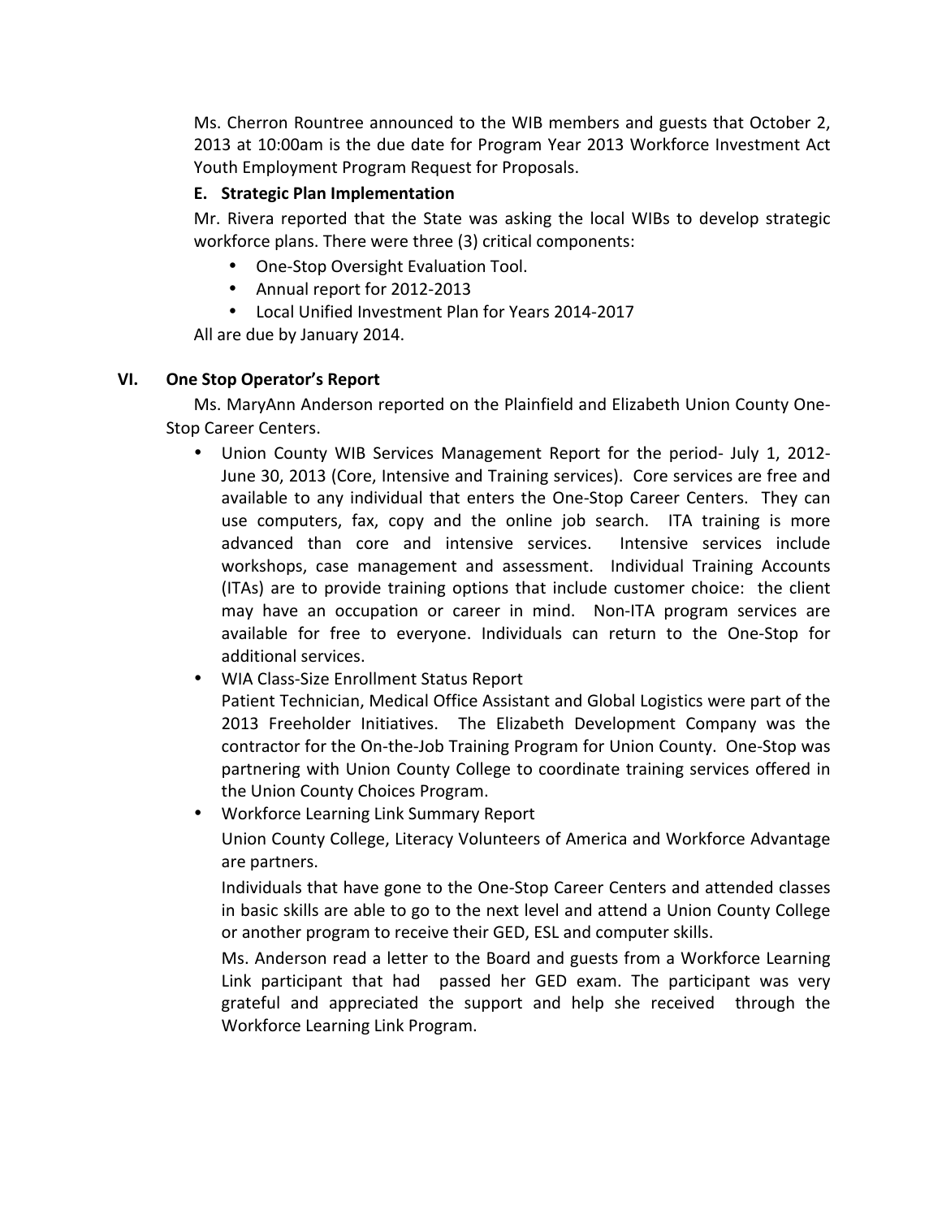Ms. Cherron Rountree announced to the WIB members and guests that October 2, 2013 at 10:00am is the due date for Program Year 2013 Workforce Investment Act Youth Employment Program Request for Proposals.

**E. Strategic Plan Implementation**

Mr. Rivera reported that the State was asking the local WIBs to develop strategic workforce plans. There were three (3) critical components:

- One-Stop Oversight Evaluation Tool.
- Annual report for 2012-2013
- Local Unified Investment Plan for Years 2014-2017

All are due by January 2014.

## VI. One Stop Operator's Report

Ms. MaryAnn Anderson reported on the Plainfield and Elizabeth Union County One-Stop Career Centers.

- Union County WIB Services Management Report for the period- July 1, 2012-June 30, 2013 (Core, Intensive and Training services). Core services are free and available to any individual that enters the One-Stop Career Centers. They can use computers, fax, copy and the online job search. ITA training is more advanced than core and intensive services. Intensive services include workshops, case management and assessment. Individual Training Accounts (ITAs) are to provide training options that include customer choice: the client may have an occupation or career in mind. Non-ITA program services are available for free to everyone. Individuals can return to the One-Stop for additional services.
- WIA Class-Size Enrollment Status Report

  Patient Technician, Medical Office Assistant and Global Logistics were part of the 2013 Freeholder Initiatives. The Elizabeth Development Company was the contractor for the On-the-Job Training Program for Union County. One-Stop was partnering with Union County College to coordinate training services offered in the Union County Choices Program.
- Workforce Learning Link Summary Report

  Union County College, Literacy Volunteers of America and Workforce Advantage are partners.

  Individuals that have gone to the One-Stop Career Centers and attended classes in basic skills are able to go to the next level and attend a Union County College or another program to receive their GED, ESL and computer skills.

  Ms. Anderson read a letter to the Board and guests from a Workforce Learning Link participant that had passed her GED exam. The participant was very grateful and appreciated the support and help she received through the Workforce Learning Link Program.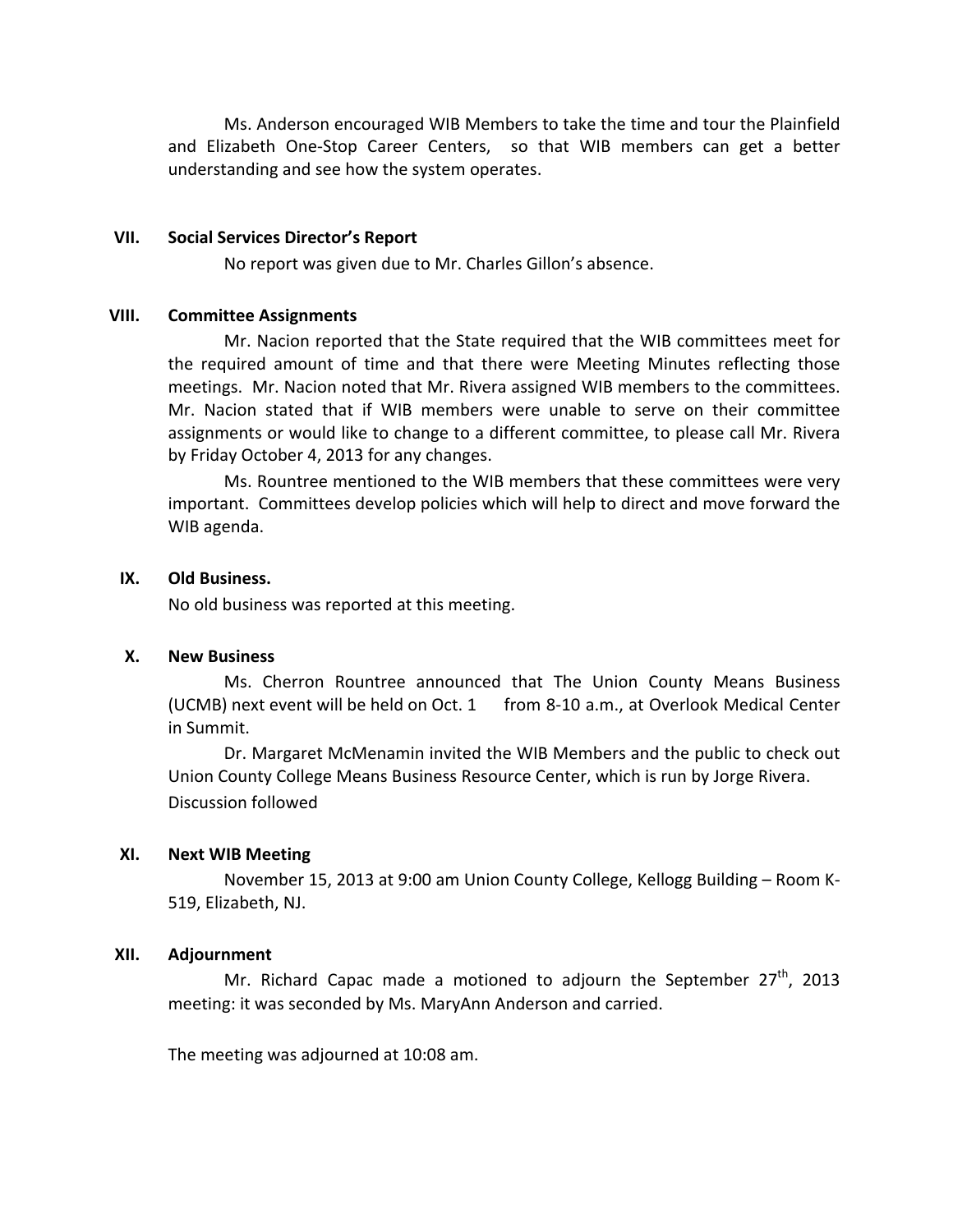Ms. Anderson encouraged WIB Members to take the time and tour the Plainfield and Elizabeth One-Stop Career Centers, so that WIB members can get a better understanding and see how the system operates.

## VII. Social Services Director's Report

No report was given due to Mr. Charles Gillon's absence.

## VIII. Committee Assignments

Mr. Nacion reported that the State required that the WIB committees meet for the required amount of time and that there were Meeting Minutes reflecting those meetings. Mr. Nacion noted that Mr. Rivera assigned WIB members to the committees. Mr. Nacion stated that if WIB members were unable to serve on their committee assignments or would like to change to a different committee, to please call Mr. Rivera by Friday October 4, 2013 for any changes.

Ms. Rountree mentioned to the WIB members that these committees were very important. Committees develop policies which will help to direct and move forward the WIB agenda.

## IX. Old Business.

No old business was reported at this meeting.

## X. New Business

Ms. Cherron Rountree announced that The Union County Means Business (UCMB) next event will be held on Oct. 1 from 8-10 a.m., at Overlook Medical Center in Summit.

Dr. Margaret McMenamin invited the WIB Members and the public to check out Union County College Means Business Resource Center, which is run by Jorge Rivera. Discussion followed

## XI. Next WIB Meeting

November 15, 2013 at 9:00 am Union County College, Kellogg Building – Room K-519, Elizabeth, NJ.

## XII. Adjournment

Mr. Richard Capac made a motioned to adjourn the September 27th, 2013 meeting: it was seconded by Ms. MaryAnn Anderson and carried.

The meeting was adjourned at 10:08 am.